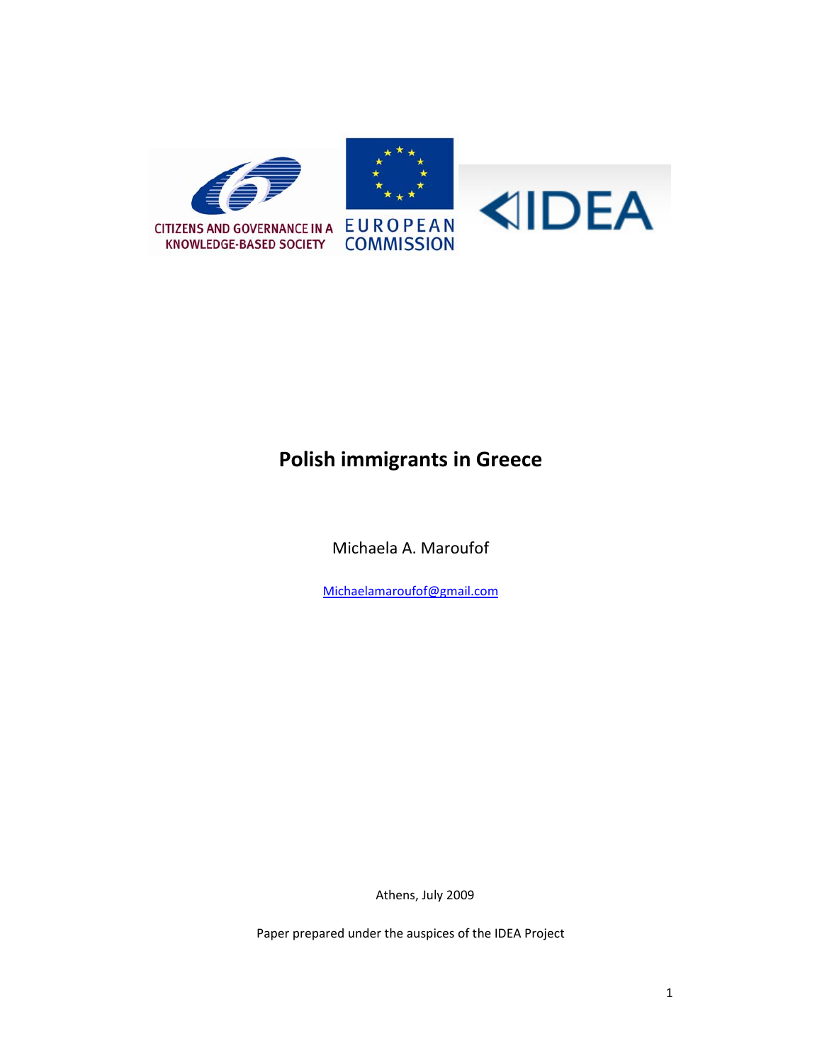CITIZENS AND GOVERNANCE IN A KNOWLEDGE-BASED SOCIETY

EUROPEAN COMMISSION

IDEA

# Polish immigrants in Greece

Michaela A. Maroufof

Michaelamaroufof@gmail.com

Athens, July 2009

Paper prepared under the auspices of the IDEA Project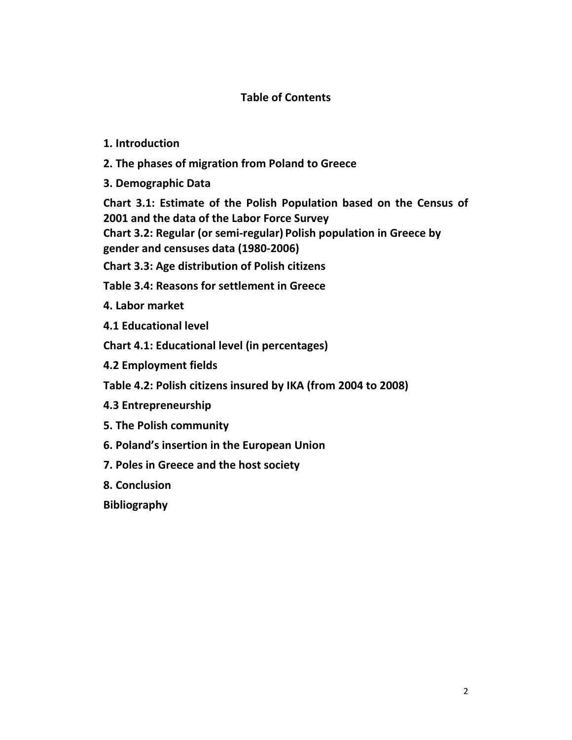## Table of Contents

**1. Introduction**

**2. The phases of migration from Poland to Greece**

**3. Demographic Data**

**Chart 3.1: Estimate of the Polish Population based on the Census of 2001 and the data of the Labor Force Survey**

**Chart 3.2: Regular (or semi-regular) Polish population in Greece by gender and censuses data (1980-2006)**

**Chart 3.3: Age distribution of Polish citizens**

**Table 3.4: Reasons for settlement in Greece**

**4. Labor market**

**4.1 Educational level**

**Chart 4.1: Educational level (in percentages)**

**4.2 Employment fields**

**Table 4.2: Polish citizens insured by IKA (from 2004 to 2008)**

**4.3 Entrepreneurship**

**5. The Polish community**

**6. Poland's insertion in the European Union**

**7. Poles in Greece and the host society**

**8. Conclusion**

**Bibliography**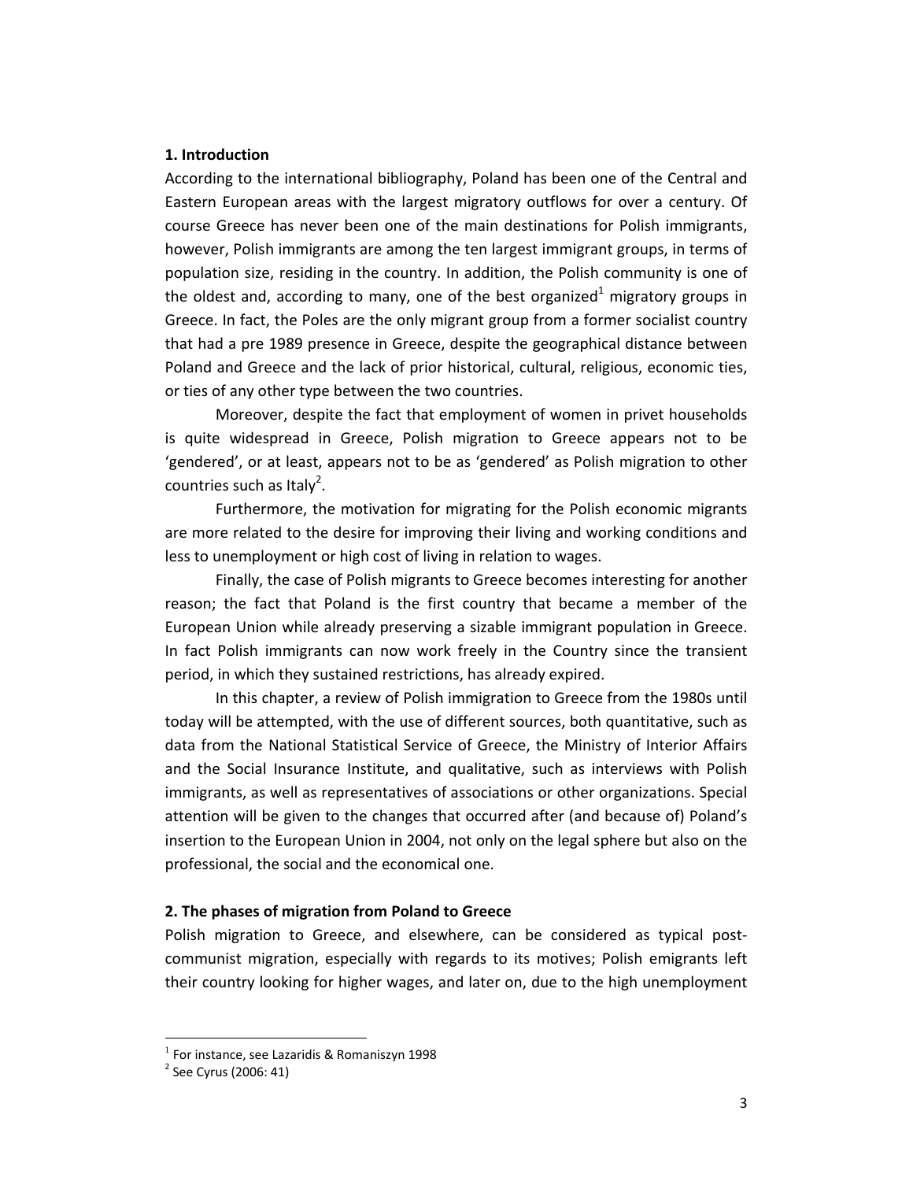## 1. Introduction

According to the international bibliography, Poland has been one of the Central and Eastern European areas with the largest migratory outflows for over a century. Of course Greece has never been one of the main destinations for Polish immigrants, however, Polish immigrants are among the ten largest immigrant groups, in terms of population size, residing in the country. In addition, the Polish community is one of the oldest and, according to many, one of the best organized[1] migratory groups in Greece. In fact, the Poles are the only migrant group from a former socialist country that had a pre 1989 presence in Greece, despite the geographical distance between Poland and Greece and the lack of prior historical, cultural, religious, economic ties, or ties of any other type between the two countries.

Moreover, despite the fact that employment of women in privet households is quite widespread in Greece, Polish migration to Greece appears not to be 'gendered', or at least, appears not to be as 'gendered' as Polish migration to other countries such as Italy[2].

Furthermore, the motivation for migrating for the Polish economic migrants are more related to the desire for improving their living and working conditions and less to unemployment or high cost of living in relation to wages.

Finally, the case of Polish migrants to Greece becomes interesting for another reason; the fact that Poland is the first country that became a member of the European Union while already preserving a sizable immigrant population in Greece. In fact Polish immigrants can now work freely in the Country since the transient period, in which they sustained restrictions, has already expired.

In this chapter, a review of Polish immigration to Greece from the 1980s until today will be attempted, with the use of different sources, both quantitative, such as data from the National Statistical Service of Greece, the Ministry of Interior Affairs and the Social Insurance Institute, and qualitative, such as interviews with Polish immigrants, as well as representatives of associations or other organizations. Special attention will be given to the changes that occurred after (and because of) Poland's insertion to the European Union in 2004, not only on the legal sphere but also on the professional, the social and the economical one.

## 2. The phases of migration from Poland to Greece

Polish migration to Greece, and elsewhere, can be considered as typical post-communist migration, especially with regards to its motives; Polish emigrants left their country looking for higher wages, and later on, due to the high unemployment

---

[1] For instance, see Lazaridis & Romaniszyn 1998

[2] See Cyrus (2006: 41)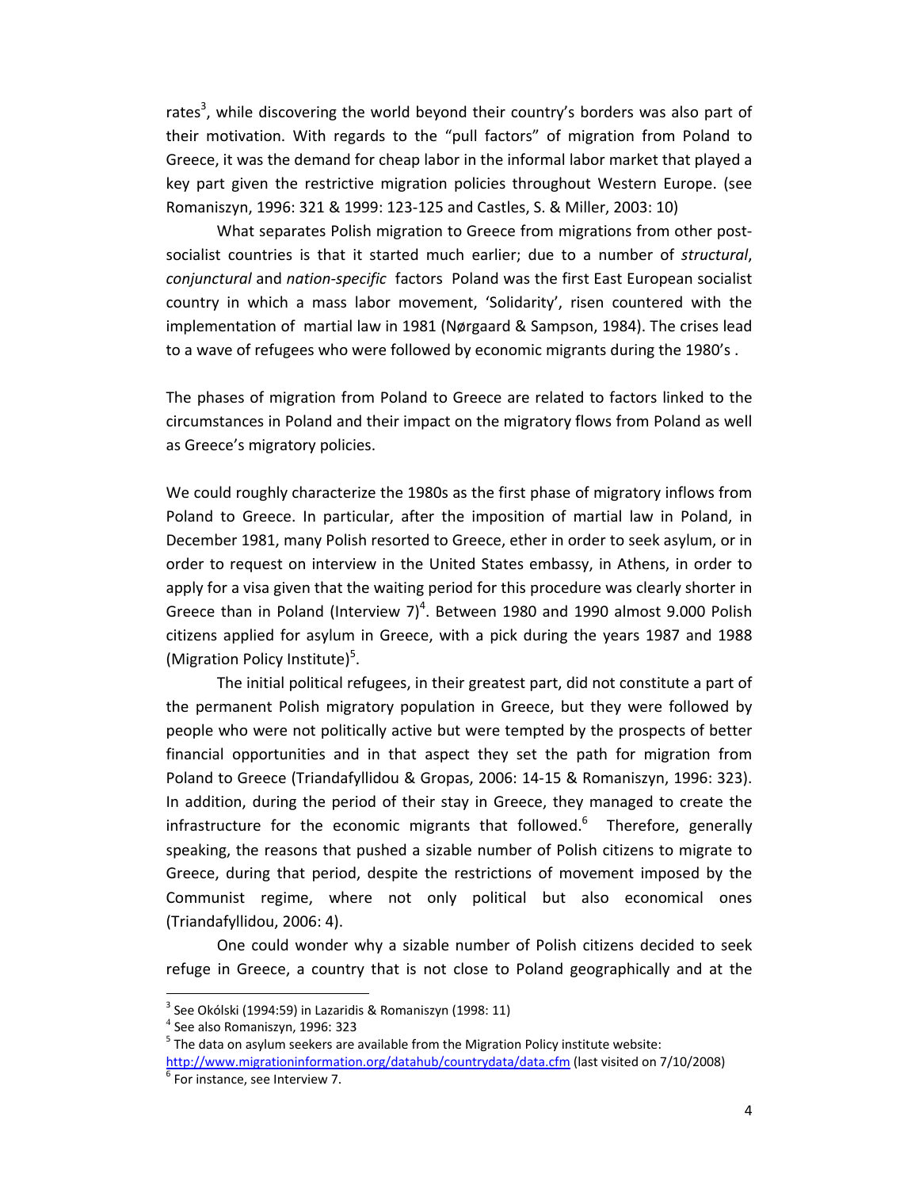rates[3], while discovering the world beyond their country's borders was also part of their motivation. With regards to the "pull factors" of migration from Poland to Greece, it was the demand for cheap labor in the informal labor market that played a key part given the restrictive migration policies throughout Western Europe. (see Romaniszyn, 1996: 321 & 1999: 123-125 and Castles, S. & Miller, 2003: 10)

What separates Polish migration to Greece from migrations from other post-socialist countries is that it started much earlier; due to a number of *structural*, *conjunctural* and *nation-specific* factors Poland was the first East European socialist country in which a mass labor movement, 'Solidarity', risen countered with the implementation of martial law in 1981 (Nørgaard & Sampson, 1984). The crises lead to a wave of refugees who were followed by economic migrants during the 1980's .

The phases of migration from Poland to Greece are related to factors linked to the circumstances in Poland and their impact on the migratory flows from Poland as well as Greece's migratory policies.

We could roughly characterize the 1980s as the first phase of migratory inflows from Poland to Greece. In particular, after the imposition of martial law in Poland, in December 1981, many Polish resorted to Greece, ether in order to seek asylum, or in order to request on interview in the United States embassy, in Athens, in order to apply for a visa given that the waiting period for this procedure was clearly shorter in Greece than in Poland (Interview 7)[4]. Between 1980 and 1990 almost 9.000 Polish citizens applied for asylum in Greece, with a pick during the years 1987 and 1988 (Migration Policy Institute)[5].

The initial political refugees, in their greatest part, did not constitute a part of the permanent Polish migratory population in Greece, but they were followed by people who were not politically active but were tempted by the prospects of better financial opportunities and in that aspect they set the path for migration from Poland to Greece (Triandafyllidou & Gropas, 2006: 14-15 & Romaniszyn, 1996: 323). In addition, during the period of their stay in Greece, they managed to create the infrastructure for the economic migrants that followed.[6] Therefore, generally speaking, the reasons that pushed a sizable number of Polish citizens to migrate to Greece, during that period, despite the restrictions of movement imposed by the Communist regime, where not only political but also economical ones (Triandafyllidou, 2006: 4).

One could wonder why a sizable number of Polish citizens decided to seek refuge in Greece, a country that is not close to Poland geographically and at the

---

[3] See Okólski (1994:59) in Lazaridis & Romaniszyn (1998: 11)

[4] See also Romaniszyn, 1996: 323

[5] The data on asylum seekers are available from the Migration Policy institute website: http://www.migrationinformation.org/datahub/countrydata/data.cfm (last visited on 7/10/2008)

[6] For instance, see Interview 7.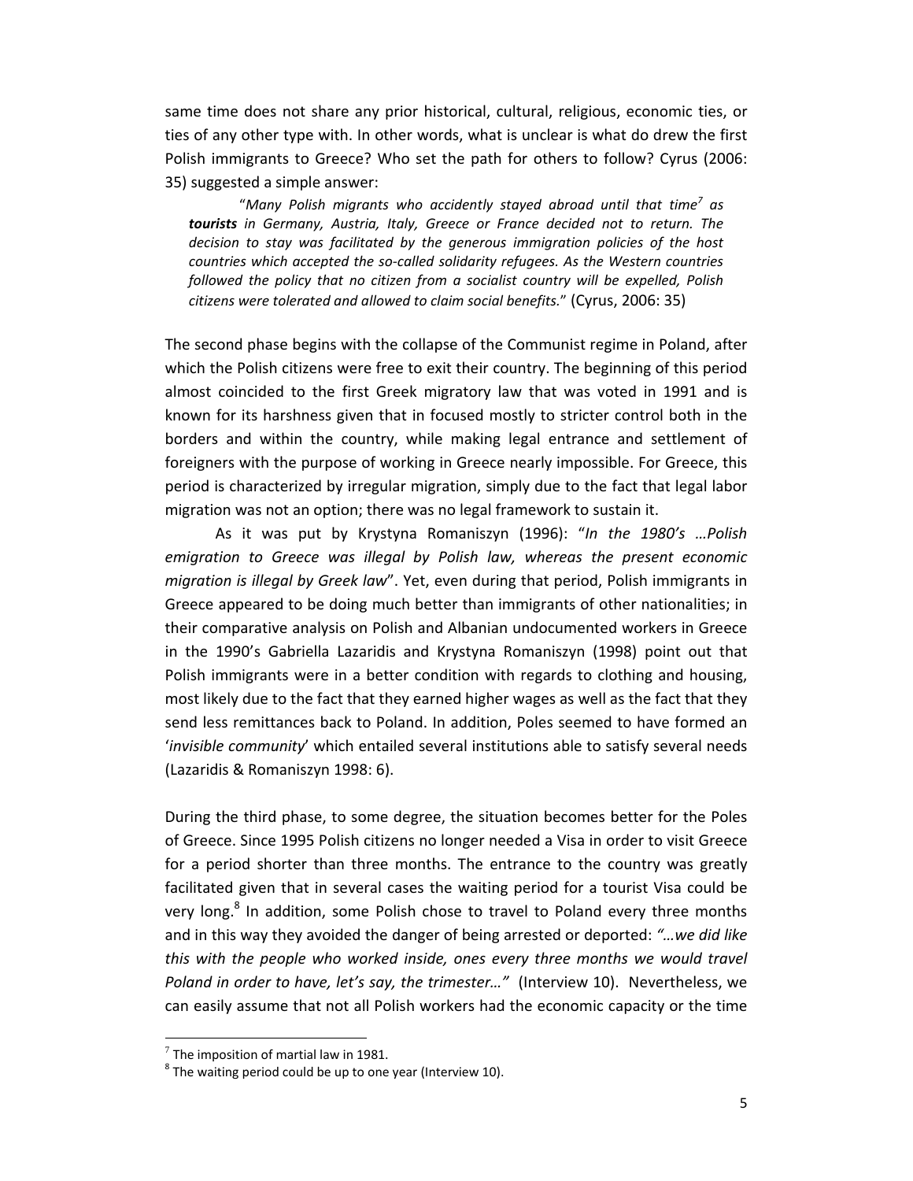same time does not share any prior historical, cultural, religious, economic ties, or ties of any other type with. In other words, what is unclear is what do drew the first Polish immigrants to Greece? Who set the path for others to follow? Cyrus (2006: 35) suggested a simple answer:

> "*Many Polish migrants who accidently stayed abroad until that time*[7] *as* ***tourists*** *in Germany, Austria, Italy, Greece or France decided not to return. The decision to stay was facilitated by the generous immigration policies of the host countries which accepted the so-called solidarity refugees. As the Western countries followed the policy that no citizen from a socialist country will be expelled, Polish citizens were tolerated and allowed to claim social benefits.*" (Cyrus, 2006: 35)

The second phase begins with the collapse of the Communist regime in Poland, after which the Polish citizens were free to exit their country. The beginning of this period almost coincided to the first Greek migratory law that was voted in 1991 and is known for its harshness given that in focused mostly to stricter control both in the borders and within the country, while making legal entrance and settlement of foreigners with the purpose of working in Greece nearly impossible. For Greece, this period is characterized by irregular migration, simply due to the fact that legal labor migration was not an option; there was no legal framework to sustain it.

As it was put by Krystyna Romaniszyn (1996): "*In the 1980's …Polish emigration to Greece was illegal by Polish law, whereas the present economic migration is illegal by Greek law*". Yet, even during that period, Polish immigrants in Greece appeared to be doing much better than immigrants of other nationalities; in their comparative analysis on Polish and Albanian undocumented workers in Greece in the 1990's Gabriella Lazaridis and Krystyna Romaniszyn (1998) point out that Polish immigrants were in a better condition with regards to clothing and housing, most likely due to the fact that they earned higher wages as well as the fact that they send less remittances back to Poland. In addition, Poles seemed to have formed an '*invisible community*' which entailed several institutions able to satisfy several needs (Lazaridis & Romaniszyn 1998: 6).

During the third phase, to some degree, the situation becomes better for the Poles of Greece. Since 1995 Polish citizens no longer needed a Visa in order to visit Greece for a period shorter than three months. The entrance to the country was greatly facilitated given that in several cases the waiting period for a tourist Visa could be very long.[8] In addition, some Polish chose to travel to Poland every three months and in this way they avoided the danger of being arrested or deported: *"…we did like this with the people who worked inside, ones every three months we would travel Poland in order to have, let's say, the trimester…"* (Interview 10). Nevertheless, we can easily assume that not all Polish workers had the economic capacity or the time

---

[7] The imposition of martial law in 1981.

[8] The waiting period could be up to one year (Interview 10).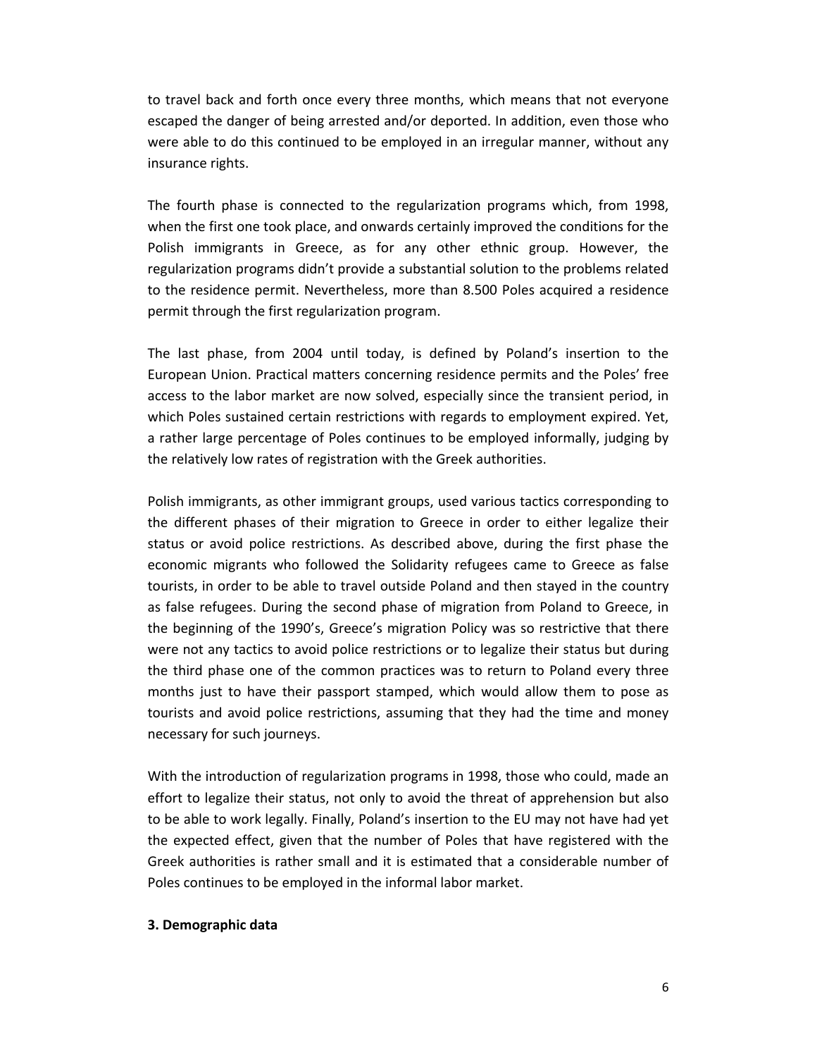to travel back and forth once every three months, which means that not everyone escaped the danger of being arrested and/or deported. In addition, even those who were able to do this continued to be employed in an irregular manner, without any insurance rights.

The fourth phase is connected to the regularization programs which, from 1998, when the first one took place, and onwards certainly improved the conditions for the Polish immigrants in Greece, as for any other ethnic group. However, the regularization programs didn't provide a substantial solution to the problems related to the residence permit. Nevertheless, more than 8.500 Poles acquired a residence permit through the first regularization program.

The last phase, from 2004 until today, is defined by Poland's insertion to the European Union. Practical matters concerning residence permits and the Poles' free access to the labor market are now solved, especially since the transient period, in which Poles sustained certain restrictions with regards to employment expired. Yet, a rather large percentage of Poles continues to be employed informally, judging by the relatively low rates of registration with the Greek authorities.

Polish immigrants, as other immigrant groups, used various tactics corresponding to the different phases of their migration to Greece in order to either legalize their status or avoid police restrictions. As described above, during the first phase the economic migrants who followed the Solidarity refugees came to Greece as false tourists, in order to be able to travel outside Poland and then stayed in the country as false refugees. During the second phase of migration from Poland to Greece, in the beginning of the 1990's, Greece's migration Policy was so restrictive that there were not any tactics to avoid police restrictions or to legalize their status but during the third phase one of the common practices was to return to Poland every three months just to have their passport stamped, which would allow them to pose as tourists and avoid police restrictions, assuming that they had the time and money necessary for such journeys.

With the introduction of regularization programs in 1998, those who could, made an effort to legalize their status, not only to avoid the threat of apprehension but also to be able to work legally. Finally, Poland's insertion to the EU may not have had yet the expected effect, given that the number of Poles that have registered with the Greek authorities is rather small and it is estimated that a considerable number of Poles continues to be employed in the informal labor market.

## 3. Demographic data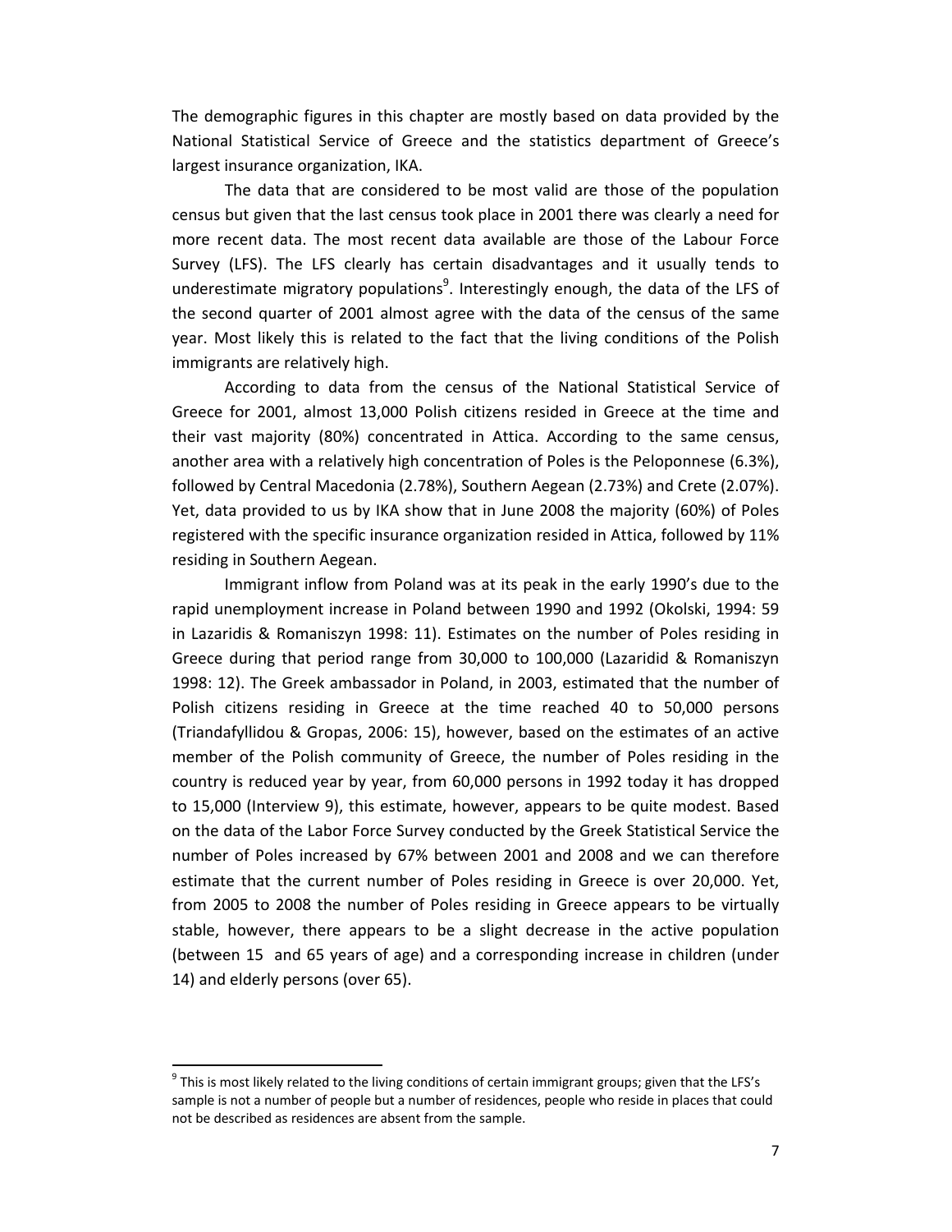The demographic figures in this chapter are mostly based on data provided by the National Statistical Service of Greece and the statistics department of Greece's largest insurance organization, IKA.

The data that are considered to be most valid are those of the population census but given that the last census took place in 2001 there was clearly a need for more recent data. The most recent data available are those of the Labour Force Survey (LFS). The LFS clearly has certain disadvantages and it usually tends to underestimate migratory populations[9]. Interestingly enough, the data of the LFS of the second quarter of 2001 almost agree with the data of the census of the same year. Most likely this is related to the fact that the living conditions of the Polish immigrants are relatively high.

According to data from the census of the National Statistical Service of Greece for 2001, almost 13,000 Polish citizens resided in Greece at the time and their vast majority (80%) concentrated in Attica. According to the same census, another area with a relatively high concentration of Poles is the Peloponnese (6.3%), followed by Central Macedonia (2.78%), Southern Aegean (2.73%) and Crete (2.07%). Yet, data provided to us by IKA show that in June 2008 the majority (60%) of Poles registered with the specific insurance organization resided in Attica, followed by 11% residing in Southern Aegean.

Immigrant inflow from Poland was at its peak in the early 1990's due to the rapid unemployment increase in Poland between 1990 and 1992 (Okolski, 1994: 59 in Lazaridis & Romaniszyn 1998: 11). Estimates on the number of Poles residing in Greece during that period range from 30,000 to 100,000 (Lazaridid & Romaniszyn 1998: 12). The Greek ambassador in Poland, in 2003, estimated that the number of Polish citizens residing in Greece at the time reached 40 to 50,000 persons (Triandafyllidou & Gropas, 2006: 15), however, based on the estimates of an active member of the Polish community of Greece, the number of Poles residing in the country is reduced year by year, from 60,000 persons in 1992 today it has dropped to 15,000 (Interview 9), this estimate, however, appears to be quite modest. Based on the data of the Labor Force Survey conducted by the Greek Statistical Service the number of Poles increased by 67% between 2001 and 2008 and we can therefore estimate that the current number of Poles residing in Greece is over 20,000. Yet, from 2005 to 2008 the number of Poles residing in Greece appears to be virtually stable, however, there appears to be a slight decrease in the active population (between 15 and 65 years of age) and a corresponding increase in children (under 14) and elderly persons (over 65).

---

[9] This is most likely related to the living conditions of certain immigrant groups; given that the LFS's sample is not a number of people but a number of residences, people who reside in places that could not be described as residences are absent from the sample.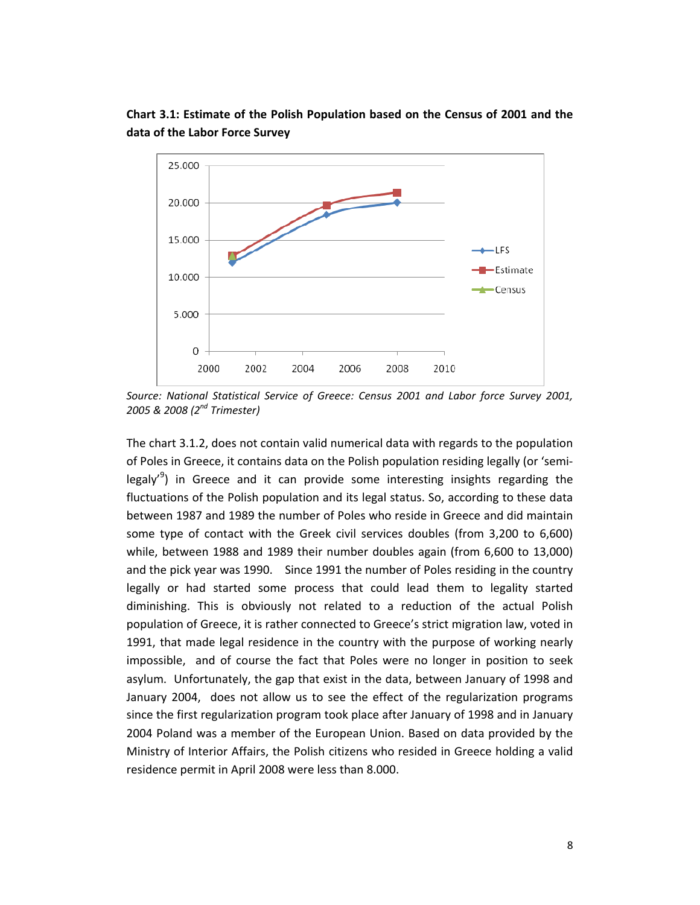**Chart 3.1: Estimate of the Polish Population based on the Census of 2001 and the data of the Labor Force Survey**

*Source: National Statistical Service of Greece: Census 2001 and Labor force Survey 2001, 2005 & 2008 (2nd Trimester)*

The chart 3.1.2, does not contain valid numerical data with regards to the population of Poles in Greece, it contains data on the Polish population residing legally (or 'semi-legaly'[9]) in Greece and it can provide some interesting insights regarding the fluctuations of the Polish population and its legal status. So, according to these data between 1987 and 1989 the number of Poles who reside in Greece and did maintain some type of contact with the Greek civil services doubles (from 3,200 to 6,600) while, between 1988 and 1989 their number doubles again (from 6,600 to 13,000) and the pick year was 1990. Since 1991 the number of Poles residing in the country legally or had started some process that could lead them to legality started diminishing. This is obviously not related to a reduction of the actual Polish population of Greece, it is rather connected to Greece's strict migration law, voted in 1991, that made legal residence in the country with the purpose of working nearly impossible, and of course the fact that Poles were no longer in position to seek asylum. Unfortunately, the gap that exist in the data, between January of 1998 and January 2004, does not allow us to see the effect of the regularization programs since the first regularization program took place after January of 1998 and in January 2004 Poland was a member of the European Union. Based on data provided by the Ministry of Interior Affairs, the Polish citizens who resided in Greece holding a valid residence permit in April 2008 were less than 8.000.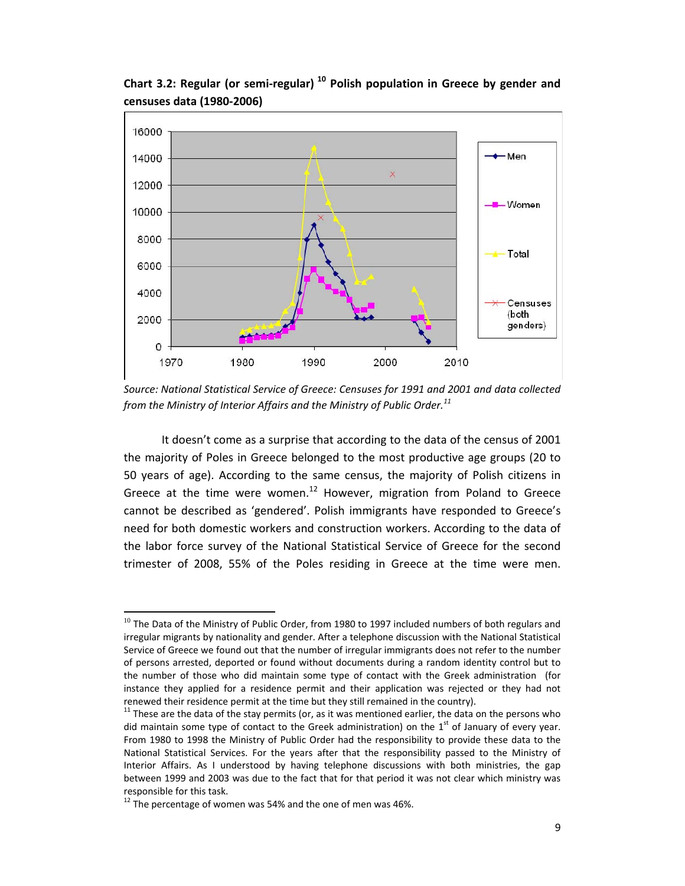**Chart 3.2: Regular (or semi-regular) [10] Polish population in Greece by gender and censuses data (1980-2006)**

*Source: National Statistical Service of Greece: Censuses for 1991 and 2001 and data collected from the Ministry of Interior Affairs and the Ministry of Public Order.[11]*

It doesn't come as a surprise that according to the data of the census of 2001 the majority of Poles in Greece belonged to the most productive age groups (20 to 50 years of age). According to the same census, the majority of Polish citizens in Greece at the time were women.[12] However, migration from Poland to Greece cannot be described as 'gendered'. Polish immigrants have responded to Greece's need for both domestic workers and construction workers. According to the data of the labor force survey of the National Statistical Service of Greece for the second trimester of 2008, 55% of the Poles residing in Greece at the time were men.

---

[10] The Data of the Ministry of Public Order, from 1980 to 1997 included numbers of both regulars and irregular migrants by nationality and gender. After a telephone discussion with the National Statistical Service of Greece we found out that the number of irregular immigrants does not refer to the number of persons arrested, deported or found without documents during a random identity control but to the number of those who did maintain some type of contact with the Greek administration (for instance they applied for a residence permit and their application was rejected or they had not renewed their residence permit at the time but they still remained in the country).

[11] These are the data of the stay permits (or, as it was mentioned earlier, the data on the persons who did maintain some type of contact to the Greek administration) on the 1st of January of every year. From 1980 to 1998 the Ministry of Public Order had the responsibility to provide these data to the National Statistical Services. For the years after that the responsibility passed to the Ministry of Interior Affairs. As I understood by having telephone discussions with both ministries, the gap between 1999 and 2003 was due to the fact that for that period it was not clear which ministry was responsible for this task.

[12] The percentage of women was 54% and the one of men was 46%.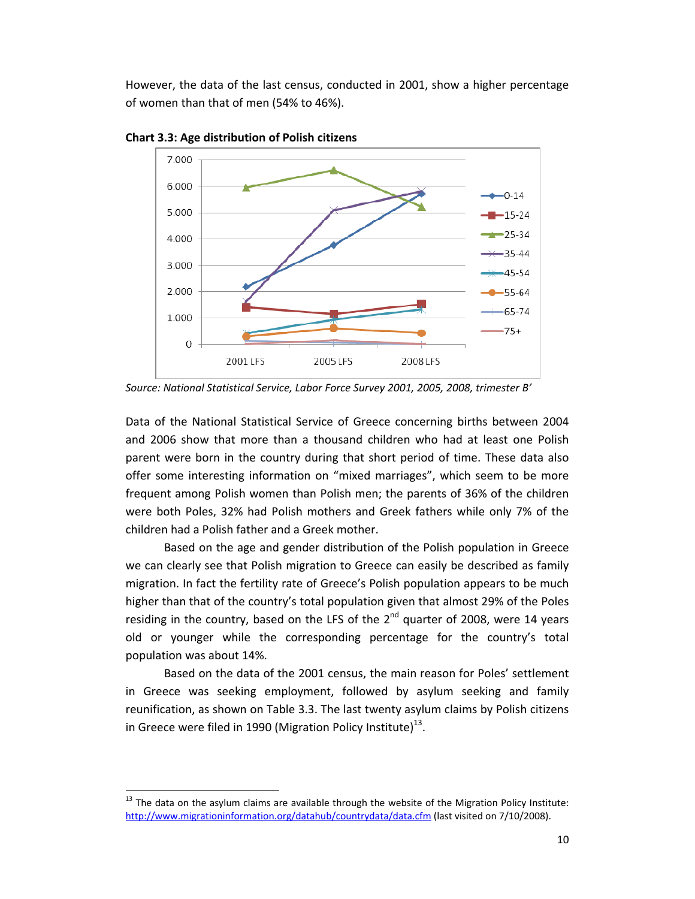However, the data of the last census, conducted in 2001, show a higher percentage of women than that of men (54% to 46%).

**Chart 3.3: Age distribution of Polish citizens**

*Source: National Statistical Service, Labor Force Survey 2001, 2005, 2008, trimester B'*

Data of the National Statistical Service of Greece concerning births between 2004 and 2006 show that more than a thousand children who had at least one Polish parent were born in the country during that short period of time. These data also offer some interesting information on "mixed marriages", which seem to be more frequent among Polish women than Polish men; the parents of 36% of the children were both Poles, 32% had Polish mothers and Greek fathers while only 7% of the children had a Polish father and a Greek mother.

Based on the age and gender distribution of the Polish population in Greece we can clearly see that Polish migration to Greece can easily be described as family migration. In fact the fertility rate of Greece's Polish population appears to be much higher than that of the country's total population given that almost 29% of the Poles residing in the country, based on the LFS of the 2nd quarter of 2008, were 14 years old or younger while the corresponding percentage for the country's total population was about 14%.

Based on the data of the 2001 census, the main reason for Poles' settlement in Greece was seeking employment, followed by asylum seeking and family reunification, as shown on Table 3.3. The last twenty asylum claims by Polish citizens in Greece were filed in 1990 (Migration Policy Institute)[13].

[13] The data on the asylum claims are available through the website of the Migration Policy Institute: http://www.migrationinformation.org/datahub/countrydata/data.cfm (last visited on 7/10/2008).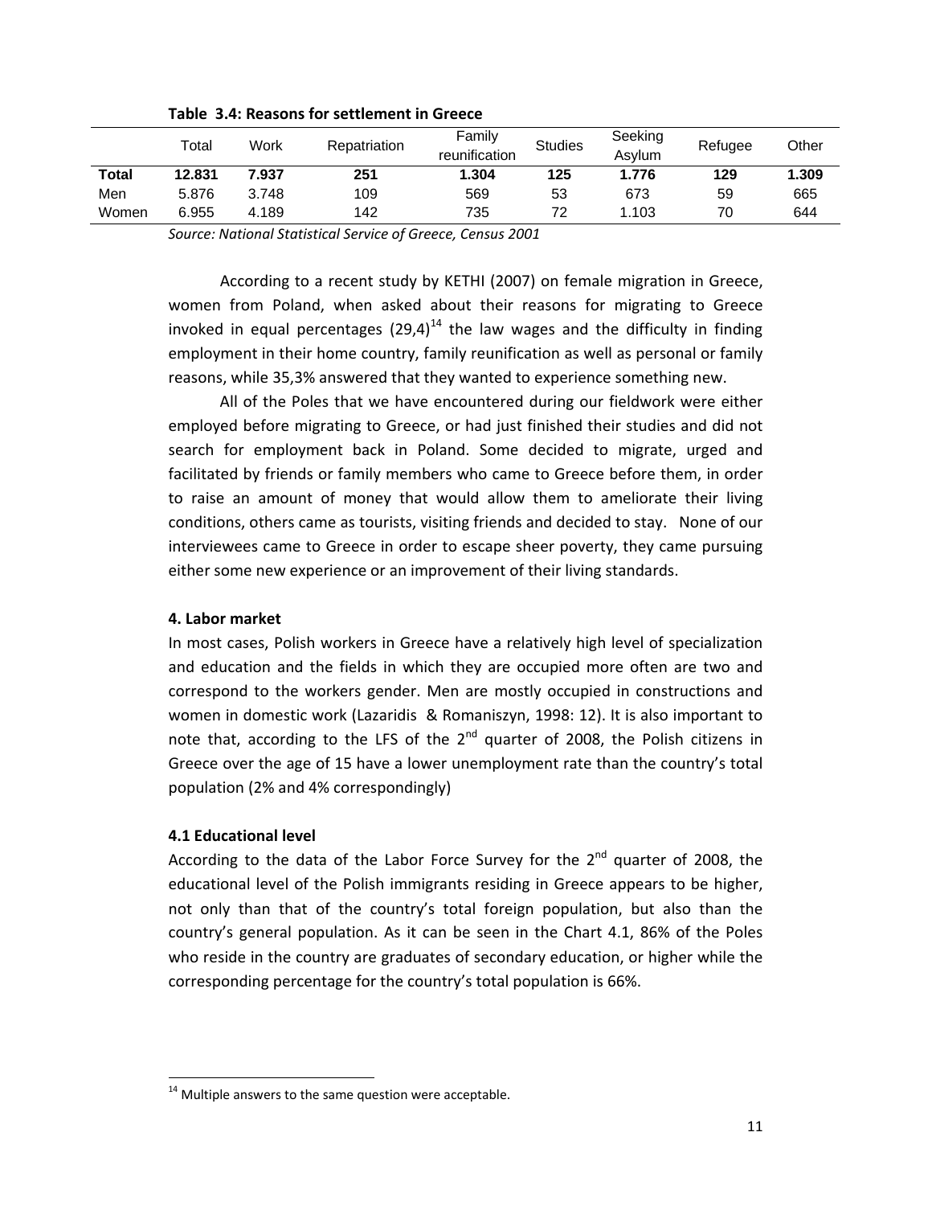**Table 3.4: Reasons for settlement in Greece**

| | Total | Work | Repatriation | Family reunification | Studies | Seeking Asylum | Refugee | Other |
|---|---|---|---|---|---|---|---|---|
| **Total** | **12.831** | **7.937** | **251** | **1.304** | **125** | **1.776** | **129** | **1.309** |
| Men | 5.876 | 3.748 | 109 | 569 | 53 | 673 | 59 | 665 |
| Women | 6.955 | 4.189 | 142 | 735 | 72 | 1.103 | 70 | 644 |

*Source: National Statistical Service of Greece, Census 2001*

According to a recent study by KETHI (2007) on female migration in Greece, women from Poland, when asked about their reasons for migrating to Greece invoked in equal percentages (29,4)[14] the law wages and the difficulty in finding employment in their home country, family reunification as well as personal or family reasons, while 35,3% answered that they wanted to experience something new.

All of the Poles that we have encountered during our fieldwork were either employed before migrating to Greece, or had just finished their studies and did not search for employment back in Poland. Some decided to migrate, urged and facilitated by friends or family members who came to Greece before them, in order to raise an amount of money that would allow them to ameliorate their living conditions, others came as tourists, visiting friends and decided to stay. None of our interviewees came to Greece in order to escape sheer poverty, they came pursuing either some new experience or an improvement of their living standards.

## 4. Labor market

In most cases, Polish workers in Greece have a relatively high level of specialization and education and the fields in which they are occupied more often are two and correspond to the workers gender. Men are mostly occupied in constructions and women in domestic work (Lazaridis & Romaniszyn, 1998: 12). It is also important to note that, according to the LFS of the 2nd quarter of 2008, the Polish citizens in Greece over the age of 15 have a lower unemployment rate than the country's total population (2% and 4% correspondingly)

### 4.1 Educational level

According to the data of the Labor Force Survey for the 2nd quarter of 2008, the educational level of the Polish immigrants residing in Greece appears to be higher, not only than that of the country's total foreign population, but also than the country's general population. As it can be seen in the Chart 4.1, 86% of the Poles who reside in the country are graduates of secondary education, or higher while the corresponding percentage for the country's total population is 66%.

---

[14] Multiple answers to the same question were acceptable.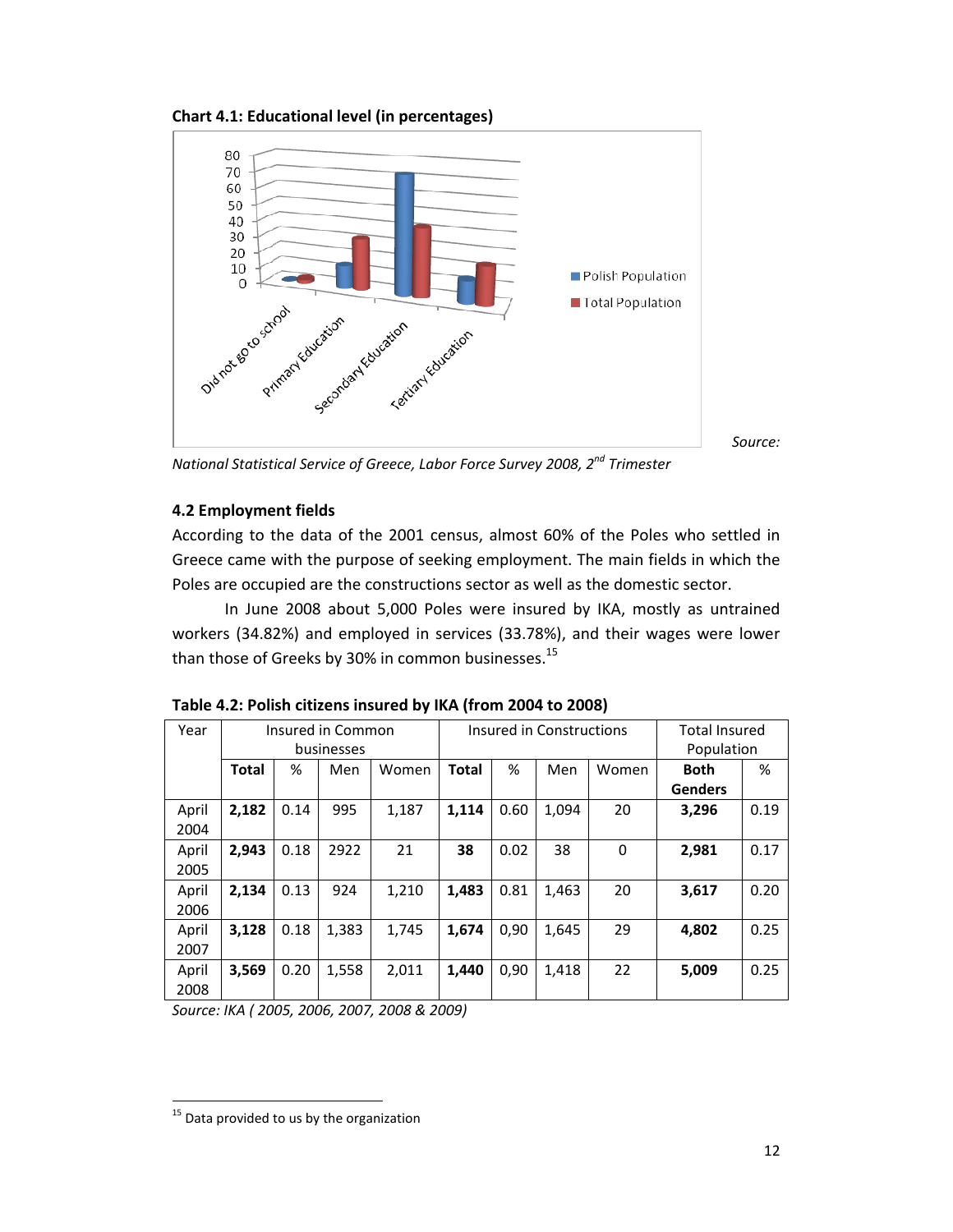**Chart 4.1: Educational level (in percentages)**

Source: *National Statistical Service of Greece, Labor Force Survey 2008, 2nd Trimester*

### 4.2 Employment fields

According to the data of the 2001 census, almost 60% of the Poles who settled in Greece came with the purpose of seeking employment. The main fields in which the Poles are occupied are the constructions sector as well as the domestic sector.

In June 2008 about 5,000 Poles were insured by IKA, mostly as untrained workers (34.82%) and employed in services (33.78%), and their wages were lower than those of Greeks by 30% in common businesses.[15]

**Table 4.2: Polish citizens insured by IKA (from 2004 to 2008)**

| Year | Insured in Common businesses | | | | Insured in Constructions | | | | Total Insured Population | |
|---|---|---|---|---|---|---|---|---|---|---|
| | **Total** | % | Men | Women | **Total** | % | Men | Women | **Both Genders** | % |
| April 2004 | **2,182** | 0.14 | 995 | 1,187 | **1,114** | 0.60 | 1,094 | 20 | **3,296** | 0.19 |
| April 2005 | **2,943** | 0.18 | 2922 | 21 | **38** | 0.02 | 38 | 0 | **2,981** | 0.17 |
| April 2006 | **2,134** | 0.13 | 924 | 1,210 | **1,483** | 0.81 | 1,463 | 20 | **3,617** | 0.20 |
| April 2007 | **3,128** | 0.18 | 1,383 | 1,745 | **1,674** | 0,90 | 1,645 | 29 | **4,802** | 0.25 |
| April 2008 | **3,569** | 0.20 | 1,558 | 2,011 | **1,440** | 0,90 | 1,418 | 22 | **5,009** | 0.25 |

*Source: IKA ( 2005, 2006, 2007, 2008 & 2009)*

[15] Data provided to us by the organization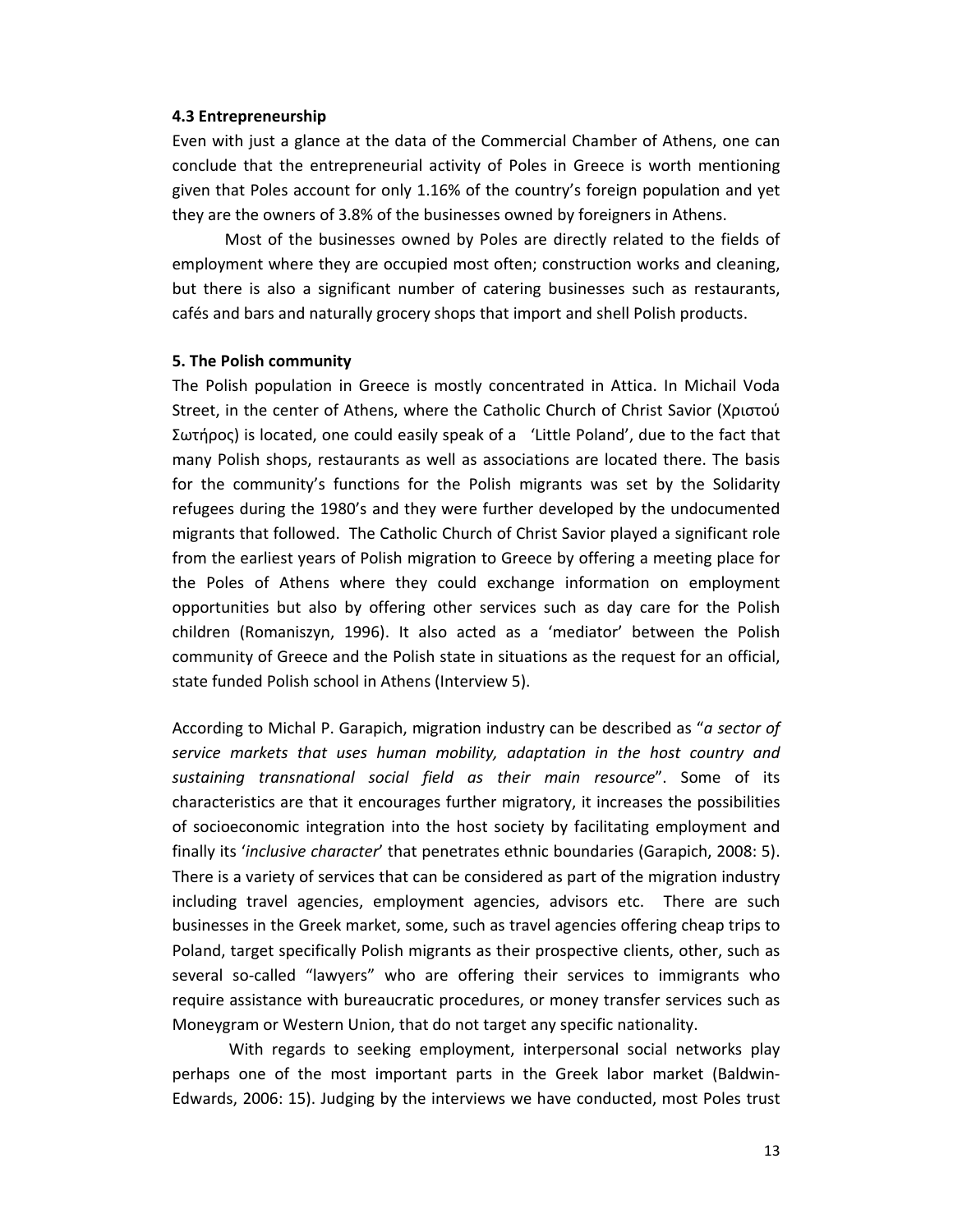### 4.3 Entrepreneurship

Even with just a glance at the data of the Commercial Chamber of Athens, one can conclude that the entrepreneurial activity of Poles in Greece is worth mentioning given that Poles account for only 1.16% of the country's foreign population and yet they are the owners of 3.8% of the businesses owned by foreigners in Athens.

Most of the businesses owned by Poles are directly related to the fields of employment where they are occupied most often; construction works and cleaning, but there is also a significant number of catering businesses such as restaurants, cafés and bars and naturally grocery shops that import and shell Polish products.

## 5. The Polish community

The Polish population in Greece is mostly concentrated in Attica. In Michail Voda Street, in the center of Athens, where the Catholic Church of Christ Savior (Χριστού Σωτήρος) is located, one could easily speak of a 'Little Poland', due to the fact that many Polish shops, restaurants as well as associations are located there. The basis for the community's functions for the Polish migrants was set by the Solidarity refugees during the 1980's and they were further developed by the undocumented migrants that followed. The Catholic Church of Christ Savior played a significant role from the earliest years of Polish migration to Greece by offering a meeting place for the Poles of Athens where they could exchange information on employment opportunities but also by offering other services such as day care for the Polish children (Romaniszyn, 1996). It also acted as a 'mediator' between the Polish community of Greece and the Polish state in situations as the request for an official, state funded Polish school in Athens (Interview 5).

According to Michal P. Garapich, migration industry can be described as "*a sector of service markets that uses human mobility, adaptation in the host country and sustaining transnational social field as their main resource*". Some of its characteristics are that it encourages further migratory, it increases the possibilities of socioeconomic integration into the host society by facilitating employment and finally its '*inclusive character*' that penetrates ethnic boundaries (Garapich, 2008: 5). There is a variety of services that can be considered as part of the migration industry including travel agencies, employment agencies, advisors etc. There are such businesses in the Greek market, some, such as travel agencies offering cheap trips to Poland, target specifically Polish migrants as their prospective clients, other, such as several so-called "lawyers" who are offering their services to immigrants who require assistance with bureaucratic procedures, or money transfer services such as Moneygram or Western Union, that do not target any specific nationality.

With regards to seeking employment, interpersonal social networks play perhaps one of the most important parts in the Greek labor market (Baldwin-Edwards, 2006: 15). Judging by the interviews we have conducted, most Poles trust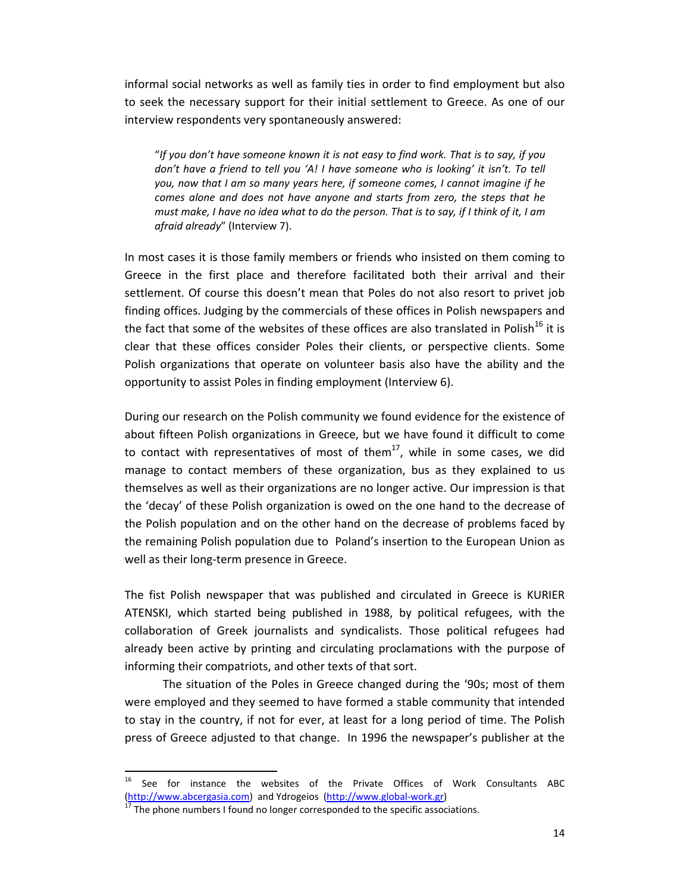informal social networks as well as family ties in order to find employment but also to seek the necessary support for their initial settlement to Greece. As one of our interview respondents very spontaneously answered:

> "*If you don't have someone known it is not easy to find work. That is to say, if you don't have a friend to tell you 'A! I have someone who is looking' it isn't. To tell you, now that I am so many years here, if someone comes, I cannot imagine if he comes alone and does not have anyone and starts from zero, the steps that he must make, I have no idea what to do the person. That is to say, if I think of it, I am afraid already*" (Interview 7).

In most cases it is those family members or friends who insisted on them coming to Greece in the first place and therefore facilitated both their arrival and their settlement. Of course this doesn't mean that Poles do not also resort to privet job finding offices. Judging by the commercials of these offices in Polish newspapers and the fact that some of the websites of these offices are also translated in Polish[16] it is clear that these offices consider Poles their clients, or perspective clients. Some Polish organizations that operate on volunteer basis also have the ability and the opportunity to assist Poles in finding employment (Interview 6).

During our research on the Polish community we found evidence for the existence of about fifteen Polish organizations in Greece, but we have found it difficult to come to contact with representatives of most of them[17], while in some cases, we did manage to contact members of these organization, bus as they explained to us themselves as well as their organizations are no longer active. Our impression is that the 'decay' of these Polish organization is owed on the one hand to the decrease of the Polish population and on the other hand on the decrease of problems faced by the remaining Polish population due to Poland's insertion to the European Union as well as their long-term presence in Greece.

The fist Polish newspaper that was published and circulated in Greece is KURIER ATENSKI, which started being published in 1988, by political refugees, with the collaboration of Greek journalists and syndicalists. Those political refugees had already been active by printing and circulating proclamations with the purpose of informing their compatriots, and other texts of that sort.

The situation of the Poles in Greece changed during the '90s; most of them were employed and they seemed to have formed a stable community that intended to stay in the country, if not for ever, at least for a long period of time. The Polish press of Greece adjusted to that change. In 1996 the newspaper's publisher at the

---

[16] See for instance the websites of the Private Offices of Work Consultants ABC (http://www.abcergasia.com) and Ydrogeios (http://www.global-work.gr)

[17] The phone numbers I found no longer corresponded to the specific associations.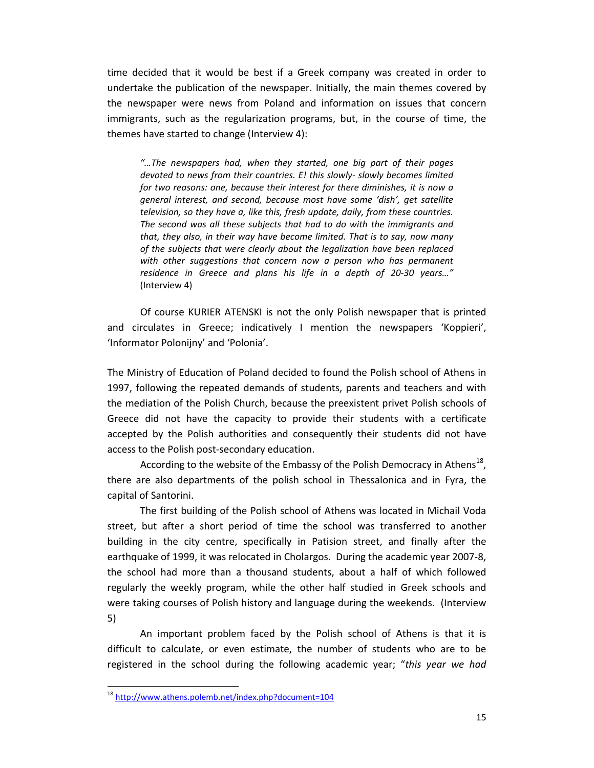time decided that it would be best if a Greek company was created in order to undertake the publication of the newspaper. Initially, the main themes covered by the newspaper were news from Poland and information on issues that concern immigrants, such as the regularization programs, but, in the course of time, the themes have started to change (Interview 4):

> *"…The newspapers had, when they started, one big part of their pages devoted to news from their countries. E! this slowly- slowly becomes limited for two reasons: one, because their interest for there diminishes, it is now a general interest, and second, because most have some 'dish', get satellite television, so they have a, like this, fresh update, daily, from these countries. The second was all these subjects that had to do with the immigrants and that, they also, in their way have become limited. That is to say, now many of the subjects that were clearly about the legalization have been replaced with other suggestions that concern now a person who has permanent residence in Greece and plans his life in a depth of 20-30 years…"* (Interview 4)

Of course KURIER ATENSKI is not the only Polish newspaper that is printed and circulates in Greece; indicatively I mention the newspapers 'Koppieri', 'Informator Polonijny' and 'Polonia'.

The Ministry of Education of Poland decided to found the Polish school of Athens in 1997, following the repeated demands of students, parents and teachers and with the mediation of the Polish Church, because the preexistent privet Polish schools of Greece did not have the capacity to provide their students with a certificate accepted by the Polish authorities and consequently their students did not have access to the Polish post-secondary education.

According to the website of the Embassy of the Polish Democracy in Athens[18], there are also departments of the polish school in Thessalonica and in Fyra, the capital of Santorini.

The first building of the Polish school of Athens was located in Michail Voda street, but after a short period of time the school was transferred to another building in the city centre, specifically in Patision street, and finally after the earthquake of 1999, it was relocated in Cholargos. During the academic year 2007-8, the school had more than a thousand students, about a half of which followed regularly the weekly program, while the other half studied in Greek schools and were taking courses of Polish history and language during the weekends. (Interview 5)

An important problem faced by the Polish school of Athens is that it is difficult to calculate, or even estimate, the number of students who are to be registered in the school during the following academic year; "*this year we had*

---

[18] http://www.athens.polemb.net/index.php?document=104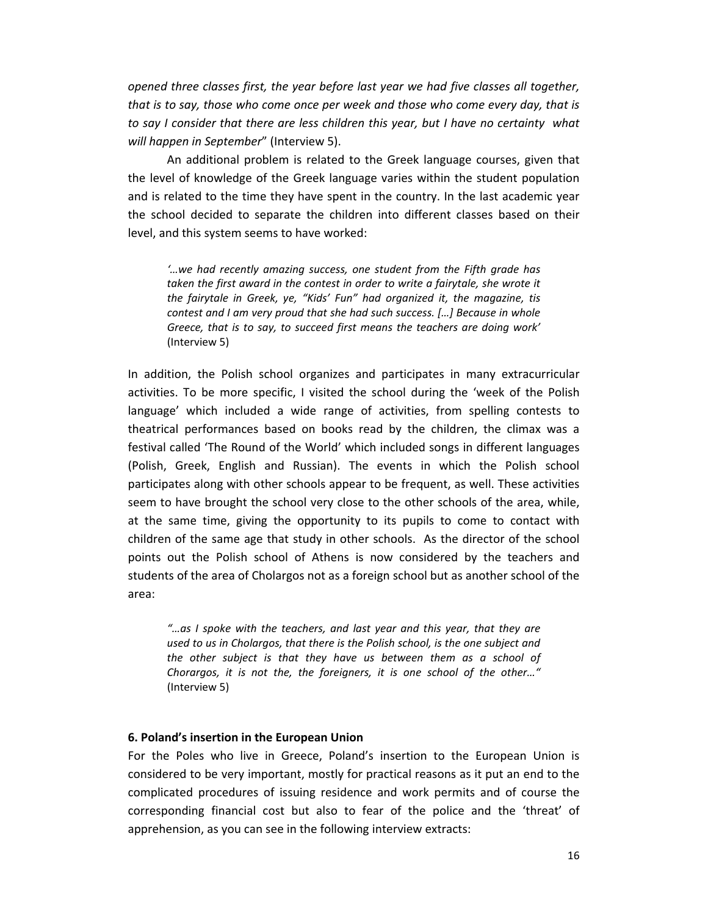*opened three classes first, the year before last year we had five classes all together, that is to say, those who come once per week and those who come every day, that is to say I consider that there are less children this year, but I have no certainty what will happen in September*" (Interview 5).

An additional problem is related to the Greek language courses, given that the level of knowledge of the Greek language varies within the student population and is related to the time they have spent in the country. In the last academic year the school decided to separate the children into different classes based on their level, and this system seems to have worked:

> *'…we had recently amazing success, one student from the Fifth grade has taken the first award in the contest in order to write a fairytale, she wrote it the fairytale in Greek, ye, "Kids' Fun" had organized it, the magazine, tis contest and I am very proud that she had such success. […] Because in whole Greece, that is to say, to succeed first means the teachers are doing work'* (Interview 5)

In addition, the Polish school organizes and participates in many extracurricular activities. To be more specific, I visited the school during the 'week of the Polish language' which included a wide range of activities, from spelling contests to theatrical performances based on books read by the children, the climax was a festival called 'The Round of the World' which included songs in different languages (Polish, Greek, English and Russian). The events in which the Polish school participates along with other schools appear to be frequent, as well. These activities seem to have brought the school very close to the other schools of the area, while, at the same time, giving the opportunity to its pupils to come to contact with children of the same age that study in other schools. As the director of the school points out the Polish school of Athens is now considered by the teachers and students of the area of Cholargos not as a foreign school but as another school of the area:

> *"…as I spoke with the teachers, and last year and this year, that they are used to us in Cholargos, that there is the Polish school, is the one subject and the other subject is that they have us between them as a school of Chorargos, it is not the, the foreigners, it is one school of the other…"* (Interview 5)

### 6. Poland's insertion in the European Union

For the Poles who live in Greece, Poland's insertion to the European Union is considered to be very important, mostly for practical reasons as it put an end to the complicated procedures of issuing residence and work permits and of course the corresponding financial cost but also to fear of the police and the 'threat' of apprehension, as you can see in the following interview extracts: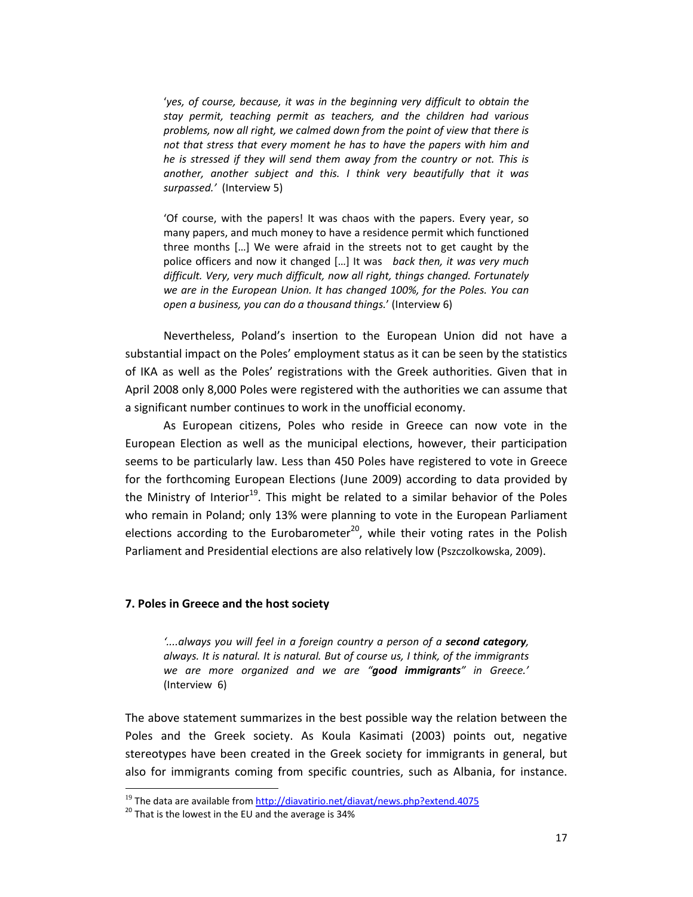> '*yes, of course, because, it was in the beginning very difficult to obtain the stay permit, teaching permit as teachers, and the children had various problems, now all right, we calmed down from the point of view that there is not that stress that every moment he has to have the papers with him and he is stressed if they will send them away from the country or not. This is another, another subject and this. I think very beautifully that it was surpassed.'* (Interview 5)

> 'Of course, with the papers! It was chaos with the papers. Every year, so many papers, and much money to have a residence permit which functioned three months […] We were afraid in the streets not to get caught by the police officers and now it changed […] It was *back then, it was very much difficult. Very, very much difficult, now all right, things changed. Fortunately we are in the European Union. It has changed 100%, for the Poles. You can open a business, you can do a thousand things.*' (Interview 6)

Nevertheless, Poland's insertion to the European Union did not have a substantial impact on the Poles' employment status as it can be seen by the statistics of IKA as well as the Poles' registrations with the Greek authorities. Given that in April 2008 only 8,000 Poles were registered with the authorities we can assume that a significant number continues to work in the unofficial economy.

As European citizens, Poles who reside in Greece can now vote in the European Election as well as the municipal elections, however, their participation seems to be particularly law. Less than 450 Poles have registered to vote in Greece for the forthcoming European Elections (June 2009) according to data provided by the Ministry of Interior[19]. This might be related to a similar behavior of the Poles who remain in Poland; only 13% were planning to vote in the European Parliament elections according to the Eurobarometer[20], while their voting rates in the Polish Parliament and Presidential elections are also relatively low (Pszczolkowska, 2009).

## 7. Poles in Greece and the host society

> *'....always you will feel in a foreign country a person of a **second category**, always. It is natural. It is natural. But of course us, I think, of the immigrants we are more organized and we are "**good immigrants**" in Greece.'* (Interview 6)

The above statement summarizes in the best possible way the relation between the Poles and the Greek society. As Koula Kasimati (2003) points out, negative stereotypes have been created in the Greek society for immigrants in general, but also for immigrants coming from specific countries, such as Albania, for instance.

---

[19] The data are available from http://diavatirio.net/diavat/news.php?extend.4075

[20] That is the lowest in the EU and the average is 34%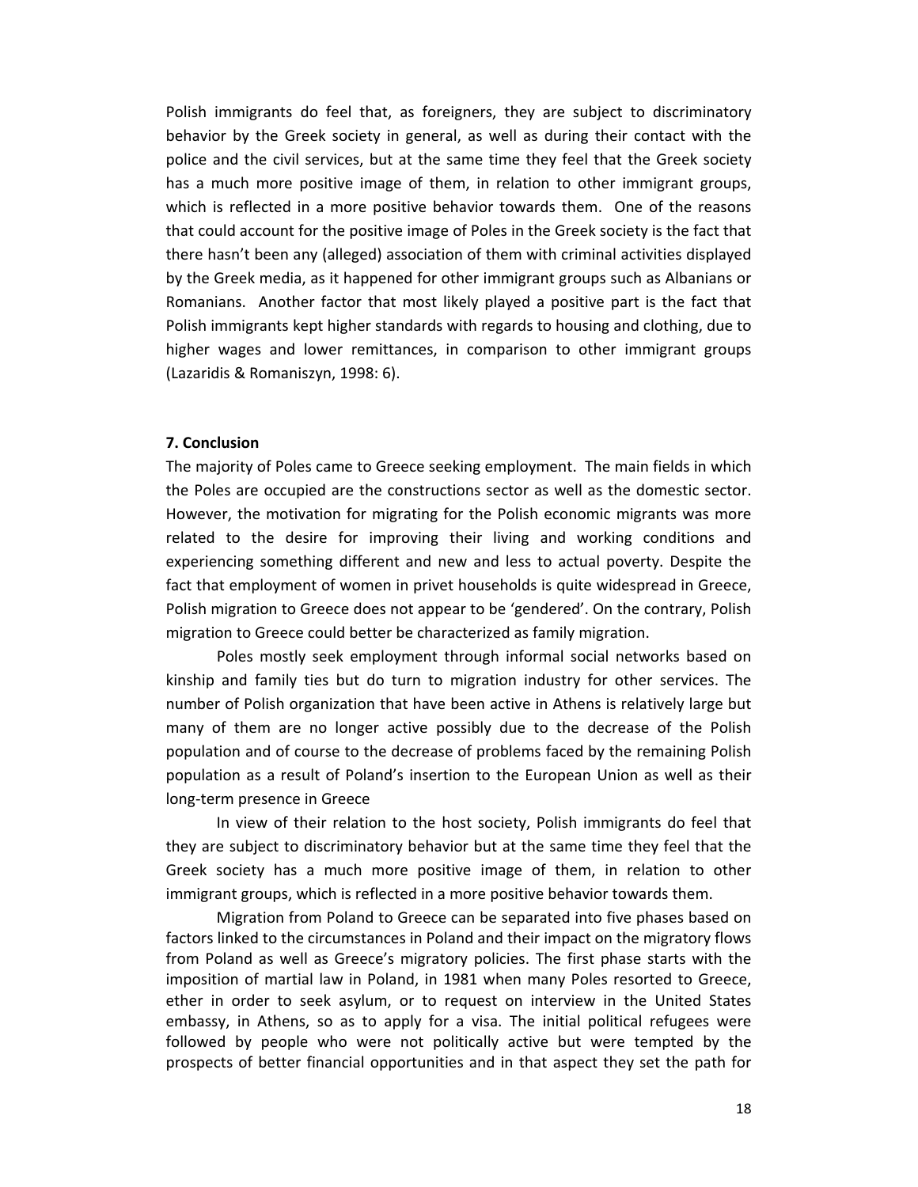Polish immigrants do feel that, as foreigners, they are subject to discriminatory behavior by the Greek society in general, as well as during their contact with the police and the civil services, but at the same time they feel that the Greek society has a much more positive image of them, in relation to other immigrant groups, which is reflected in a more positive behavior towards them. One of the reasons that could account for the positive image of Poles in the Greek society is the fact that there hasn't been any (alleged) association of them with criminal activities displayed by the Greek media, as it happened for other immigrant groups such as Albanians or Romanians. Another factor that most likely played a positive part is the fact that Polish immigrants kept higher standards with regards to housing and clothing, due to higher wages and lower remittances, in comparison to other immigrant groups (Lazaridis & Romaniszyn, 1998: 6).

## 7. Conclusion

The majority of Poles came to Greece seeking employment. The main fields in which the Poles are occupied are the constructions sector as well as the domestic sector. However, the motivation for migrating for the Polish economic migrants was more related to the desire for improving their living and working conditions and experiencing something different and new and less to actual poverty. Despite the fact that employment of women in privet households is quite widespread in Greece, Polish migration to Greece does not appear to be 'gendered'. On the contrary, Polish migration to Greece could better be characterized as family migration.

Poles mostly seek employment through informal social networks based on kinship and family ties but do turn to migration industry for other services. The number of Polish organization that have been active in Athens is relatively large but many of them are no longer active possibly due to the decrease of the Polish population and of course to the decrease of problems faced by the remaining Polish population as a result of Poland's insertion to the European Union as well as their long-term presence in Greece

In view of their relation to the host society, Polish immigrants do feel that they are subject to discriminatory behavior but at the same time they feel that the Greek society has a much more positive image of them, in relation to other immigrant groups, which is reflected in a more positive behavior towards them.

Migration from Poland to Greece can be separated into five phases based on factors linked to the circumstances in Poland and their impact on the migratory flows from Poland as well as Greece's migratory policies. The first phase starts with the imposition of martial law in Poland, in 1981 when many Poles resorted to Greece, ether in order to seek asylum, or to request on interview in the United States embassy, in Athens, so as to apply for a visa. The initial political refugees were followed by people who were not politically active but were tempted by the prospects of better financial opportunities and in that aspect they set the path for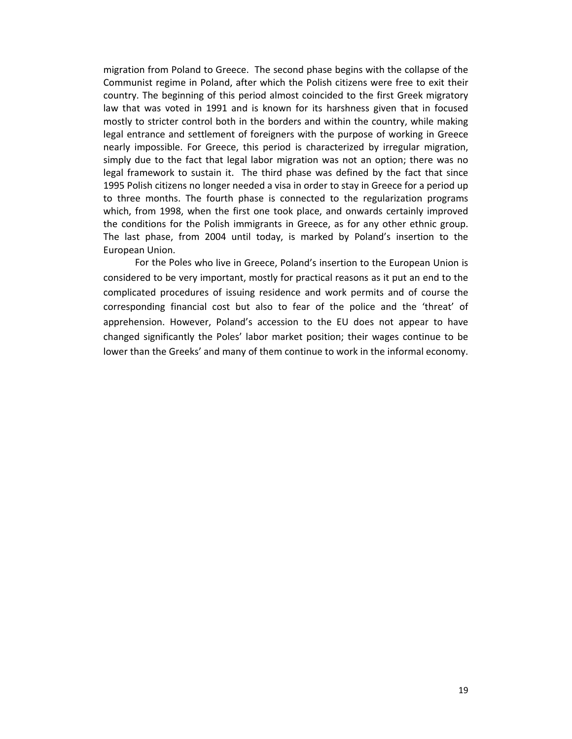migration from Poland to Greece. The second phase begins with the collapse of the Communist regime in Poland, after which the Polish citizens were free to exit their country. The beginning of this period almost coincided to the first Greek migratory law that was voted in 1991 and is known for its harshness given that in focused mostly to stricter control both in the borders and within the country, while making legal entrance and settlement of foreigners with the purpose of working in Greece nearly impossible. For Greece, this period is characterized by irregular migration, simply due to the fact that legal labor migration was not an option; there was no legal framework to sustain it. The third phase was defined by the fact that since 1995 Polish citizens no longer needed a visa in order to stay in Greece for a period up to three months. The fourth phase is connected to the regularization programs which, from 1998, when the first one took place, and onwards certainly improved the conditions for the Polish immigrants in Greece, as for any other ethnic group. The last phase, from 2004 until today, is marked by Poland's insertion to the European Union.

For the Poles who live in Greece, Poland's insertion to the European Union is considered to be very important, mostly for practical reasons as it put an end to the complicated procedures of issuing residence and work permits and of course the corresponding financial cost but also to fear of the police and the 'threat' of apprehension. However, Poland's accession to the EU does not appear to have changed significantly the Poles' labor market position; their wages continue to be lower than the Greeks' and many of them continue to work in the informal economy.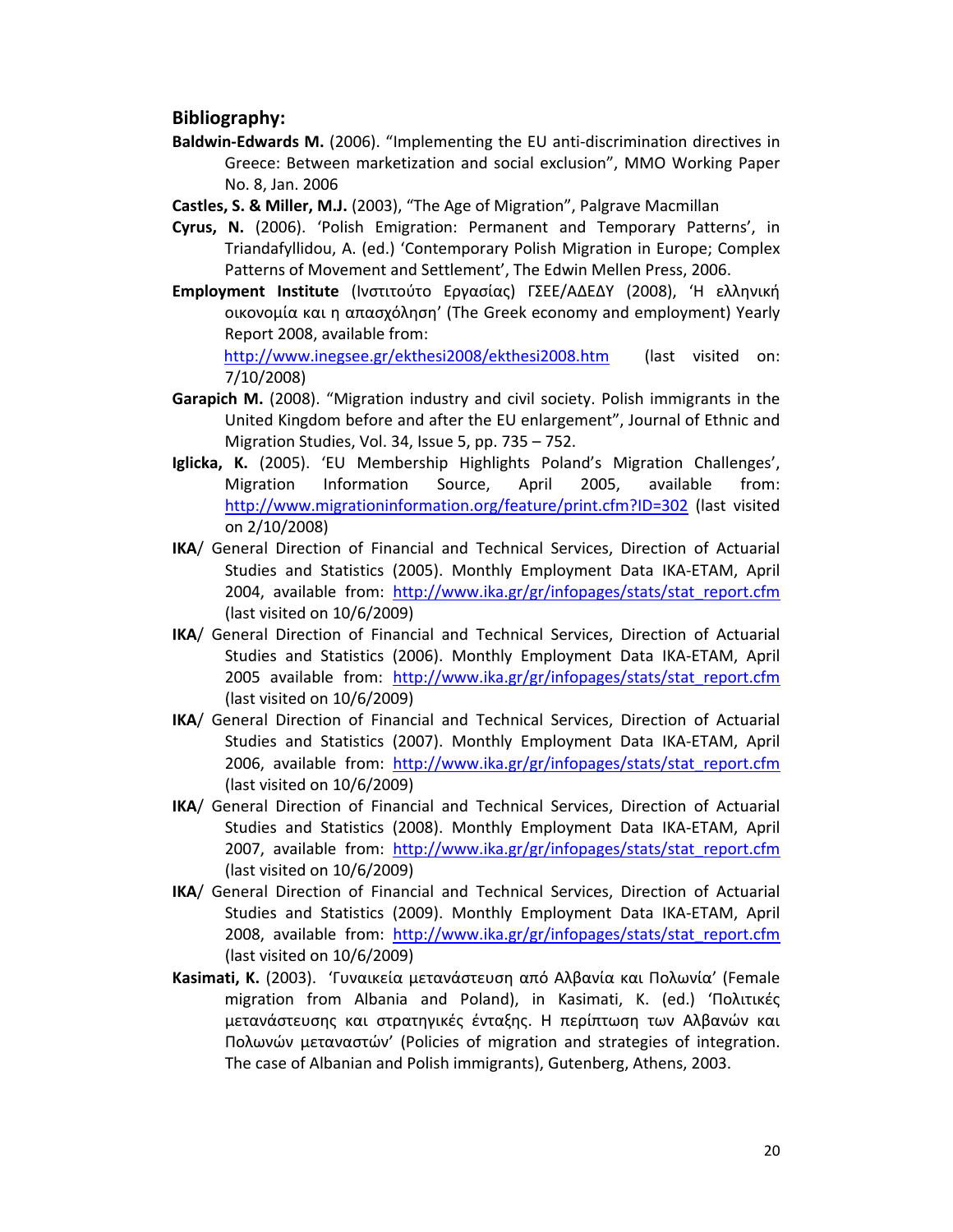## Bibliography:

**Baldwin-Edwards M.** (2006). "Implementing the EU anti-discrimination directives in Greece: Between marketization and social exclusion", MMO Working Paper No. 8, Jan. 2006

**Castles, S. & Miller, M.J.** (2003), "The Age of Migration", Palgrave Macmillan

**Cyrus, N.** (2006). 'Polish Emigration: Permanent and Temporary Patterns', in Triandafyllidou, A. (ed.) 'Contemporary Polish Migration in Europe; Complex Patterns of Movement and Settlement', The Edwin Mellen Press, 2006.

**Employment Institute** (Ινστιτούτο Εργασίας) ΓΣΕΕ/ΑΔΕΔΥ (2008), 'Η ελληνική οικονομία και η απασχόληση' (The Greek economy and employment) Yearly Report 2008, available from: http://www.inegsee.gr/ekthesi2008/ekthesi2008.htm (last visited on: 7/10/2008)

**Garapich M.** (2008). "Migration industry and civil society. Polish immigrants in the United Kingdom before and after the EU enlargement", Journal of Ethnic and Migration Studies, Vol. 34, Issue 5, pp. 735 – 752.

**Iglicka, K.** (2005). 'EU Membership Highlights Poland's Migration Challenges', Migration Information Source, April 2005, available from: http://www.migrationinformation.org/feature/print.cfm?ID=302 (last visited on 2/10/2008)

**IKA**/ General Direction of Financial and Technical Services, Direction of Actuarial Studies and Statistics (2005). Monthly Employment Data IKA-ETAM, April 2004, available from: http://www.ika.gr/gr/infopages/stats/stat_report.cfm (last visited on 10/6/2009)

**IKA**/ General Direction of Financial and Technical Services, Direction of Actuarial Studies and Statistics (2006). Monthly Employment Data IKA-ETAM, April 2005 available from: http://www.ika.gr/gr/infopages/stats/stat_report.cfm (last visited on 10/6/2009)

**IKA**/ General Direction of Financial and Technical Services, Direction of Actuarial Studies and Statistics (2007). Monthly Employment Data IKA-ETAM, April 2006, available from: http://www.ika.gr/gr/infopages/stats/stat_report.cfm (last visited on 10/6/2009)

**IKA**/ General Direction of Financial and Technical Services, Direction of Actuarial Studies and Statistics (2008). Monthly Employment Data IKA-ETAM, April 2007, available from: http://www.ika.gr/gr/infopages/stats/stat_report.cfm (last visited on 10/6/2009)

**IKA**/ General Direction of Financial and Technical Services, Direction of Actuarial Studies and Statistics (2009). Monthly Employment Data IKA-ETAM, April 2008, available from: http://www.ika.gr/gr/infopages/stats/stat_report.cfm (last visited on 10/6/2009)

**Kasimati, K.** (2003). 'Γυναικεία μετανάστευση από Αλβανία και Πολωνία' (Female migration from Albania and Poland), in Kasimati, K. (ed.) 'Πολιτικές μετανάστευσης και στρατηγικές ένταξης. Η περίπτωση των Αλβανών και Πολωνών μεταναστών' (Policies of migration and strategies of integration. The case of Albanian and Polish immigrants), Gutenberg, Athens, 2003.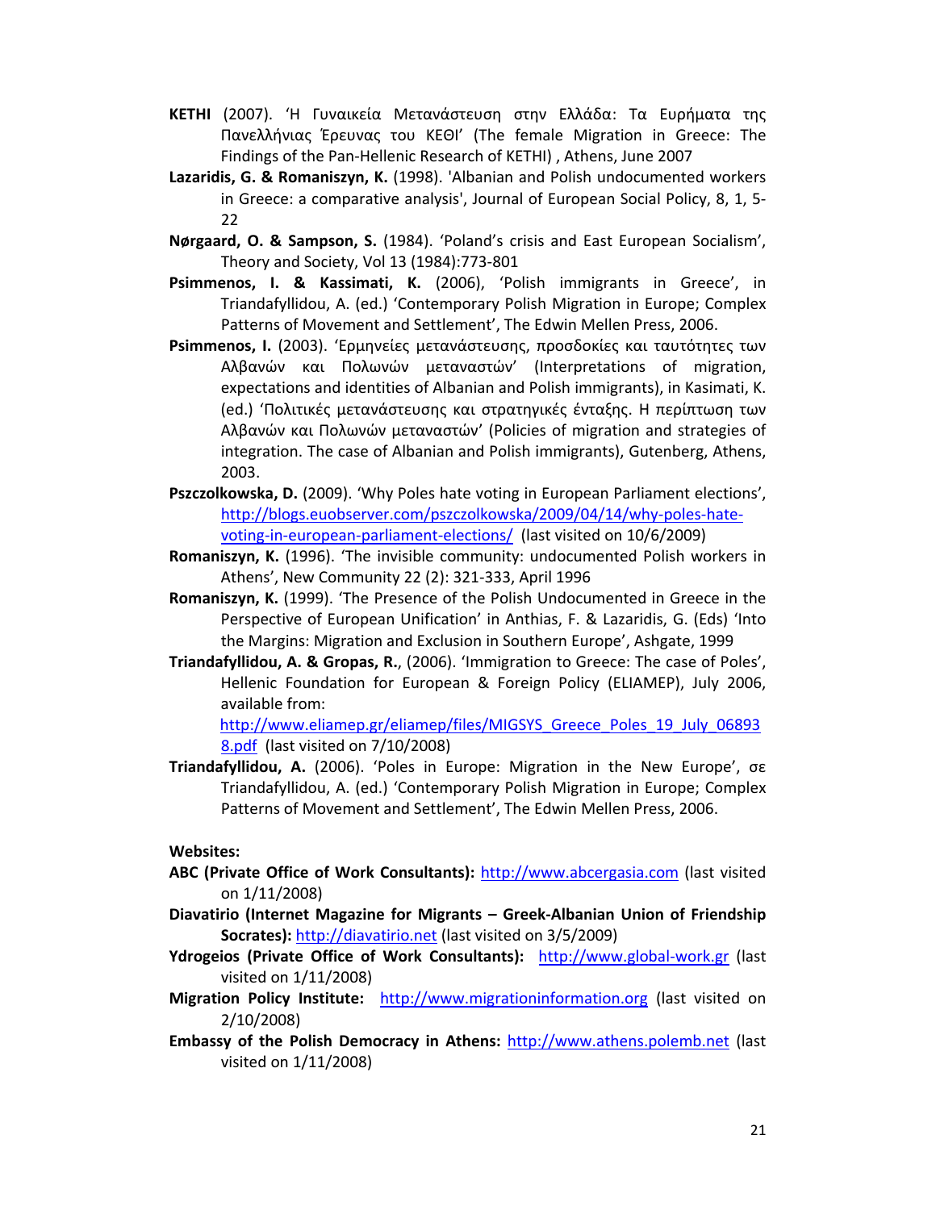**KETHI** (2007). 'Η Γυναικεία Μετανάστευση στην Ελλάδα: Τα Ευρήματα της Πανελλήνιας Έρευνας του ΚΕΘΙ' (The female Migration in Greece: The Findings of the Pan-Hellenic Research of KETHI) , Athens, June 2007

**Lazaridis, G. & Romaniszyn, K.** (1998). 'Albanian and Polish undocumented workers in Greece: a comparative analysis', Journal of European Social Policy, 8, 1, 5-22

**Nørgaard, O. & Sampson, S.** (1984). 'Poland's crisis and East European Socialism', Theory and Society, Vol 13 (1984):773-801

**Psimmenos, I. & Kassimati, K.** (2006), 'Polish immigrants in Greece', in Triandafyllidou, A. (ed.) 'Contemporary Polish Migration in Europe; Complex Patterns of Movement and Settlement', The Edwin Mellen Press, 2006.

**Psimmenos, I.** (2003). 'Ερμηνείες μετανάστευσης, προσδοκίες και ταυτότητες των Αλβανών και Πολωνών μεταναστών' (Interpretations of migration, expectations and identities of Albanian and Polish immigrants), in Kasimati, K. (ed.) 'Πολιτικές μετανάστευσης και στρατηγικές ένταξης. Η περίπτωση των Αλβανών και Πολωνών μεταναστών' (Policies of migration and strategies of integration. The case of Albanian and Polish immigrants), Gutenberg, Athens, 2003.

**Pszczolkowska, D.** (2009). 'Why Poles hate voting in European Parliament elections', http://blogs.euobserver.com/pszczolkowska/2009/04/14/why-poles-hate-voting-in-european-parliament-elections/ (last visited on 10/6/2009)

**Romaniszyn, K.** (1996). 'The invisible community: undocumented Polish workers in Athens', New Community 22 (2): 321-333, April 1996

**Romaniszyn, K.** (1999). 'The Presence of the Polish Undocumented in Greece in the Perspective of European Unification' in Anthias, F. & Lazaridis, G. (Eds) 'Into the Margins: Migration and Exclusion in Southern Europe', Ashgate, 1999

**Triandafyllidou, A. & Gropas, R.**, (2006). 'Immigration to Greece: The case of Poles', Hellenic Foundation for European & Foreign Policy (ELIAMEP), July 2006, available from: http://www.eliamep.gr/eliamep/files/MIGSYS_Greece_Poles_19_July_068938.pdf (last visited on 7/10/2008)

**Triandafyllidou, A.** (2006). 'Poles in Europe: Migration in the New Europe', σε Triandafyllidou, A. (ed.) 'Contemporary Polish Migration in Europe; Complex Patterns of Movement and Settlement', The Edwin Mellen Press, 2006.

**Websites:**

**ABC (Private Office of Work Consultants):** http://www.abcergasia.com (last visited on 1/11/2008)

**Diavatirio (Internet Magazine for Migrants – Greek-Albanian Union of Friendship Socrates):** http://diavatirio.net (last visited on 3/5/2009)

**Ydrogeios (Private Office of Work Consultants):** http://www.global-work.gr (last visited on 1/11/2008)

**Migration Policy Institute:** http://www.migrationinformation.org (last visited on 2/10/2008)

**Embassy of the Polish Democracy in Athens:** http://www.athens.polemb.net (last visited on 1/11/2008)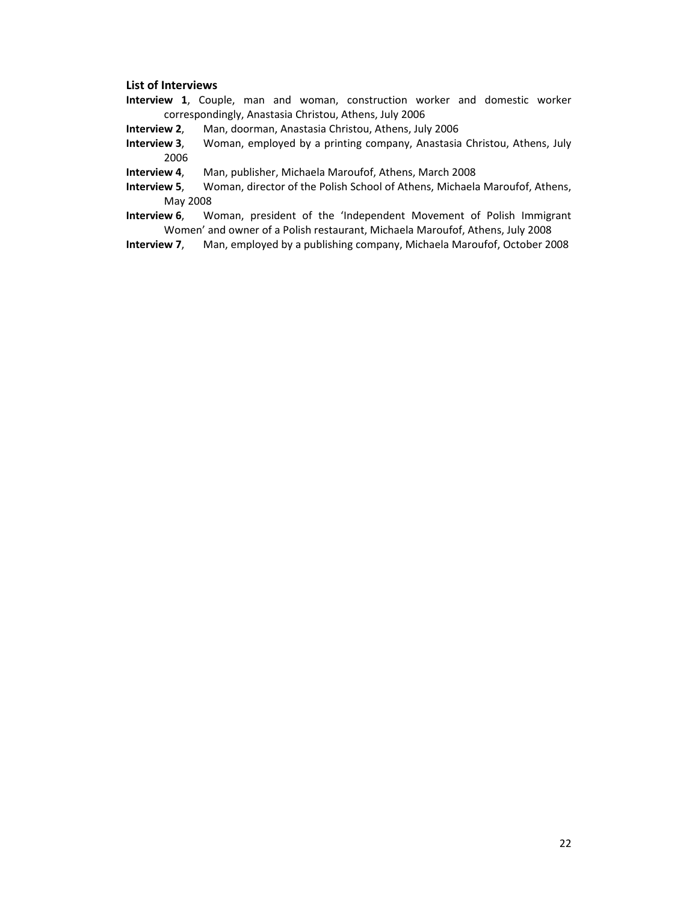### List of Interviews

**Interview 1**, Couple, man and woman, construction worker and domestic worker correspondingly, Anastasia Christou, Athens, July 2006

**Interview 2**, Man, doorman, Anastasia Christou, Athens, July 2006

**Interview 3**, Woman, employed by a printing company, Anastasia Christou, Athens, July 2006

**Interview 4**, Man, publisher, Michaela Maroufof, Athens, March 2008

**Interview 5**, Woman, director of the Polish School of Athens, Michaela Maroufof, Athens, May 2008

**Interview 6**, Woman, president of the 'Independent Movement of Polish Immigrant Women' and owner of a Polish restaurant, Michaela Maroufof, Athens, July 2008

**Interview 7**, Man, employed by a publishing company, Michaela Maroufof, October 2008